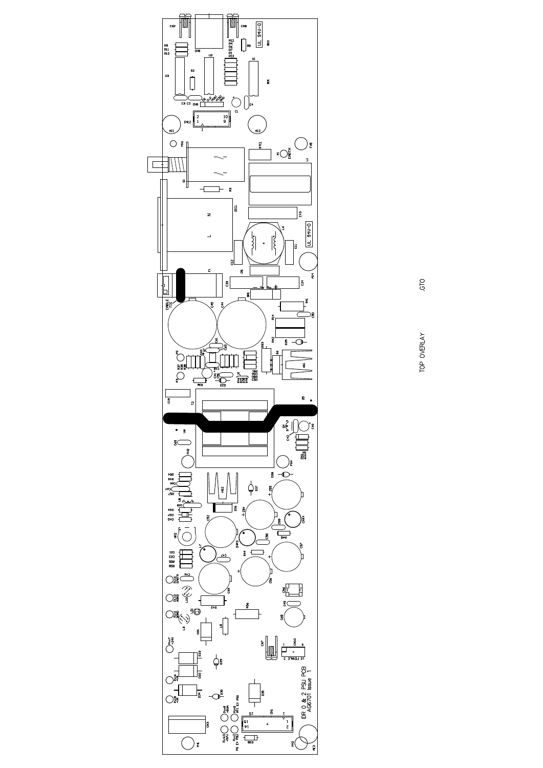TOP OVERLAY .GTO

IDR 0 & 2 PSU PCB
AG6701 Issue 1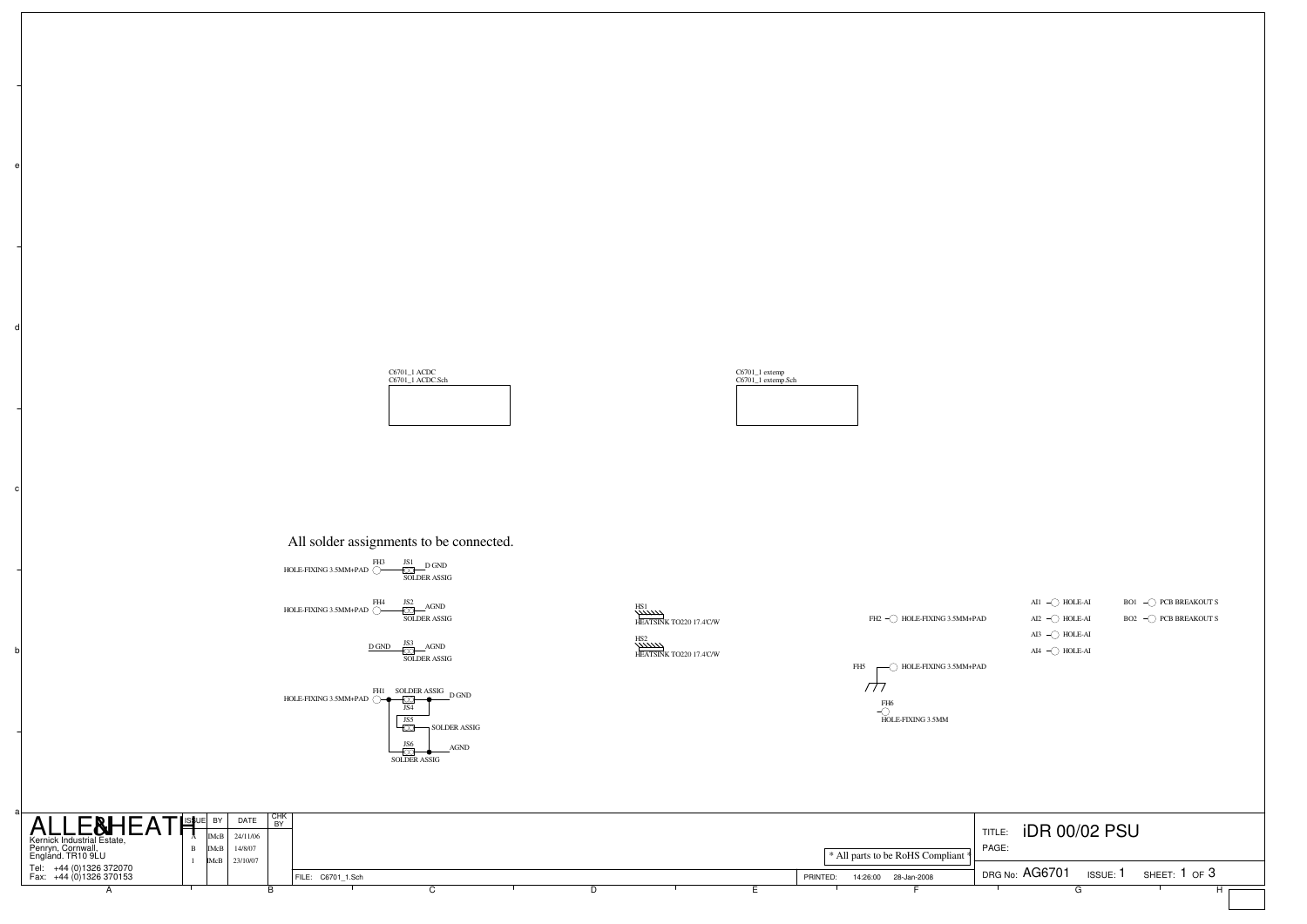C6701_1 ACDC
C6701_1 ACDC.Sch

C6701_1 extemp
C6701_1 extemp.Sch

All solder assignments to be connected.

HOLE-FIXING 3.5MM+PAD FH3 JS1 D GND SOLDER ASSIG

HOLE-FIXING 3.5MM+PAD FH4 JS2 AGND SOLDER ASSIG

D GND JS3 AGND SOLDER ASSIG

HOLE-FIXING 3.5MM+PAD FH1 SOLDER ASSIG JS4 D GND

JS5 SOLDER ASSIG

JS6 AGND SOLDER ASSIG

HS1 HEATSINK TO220 17.4'C/W

HS2 HEATSINK TO220 17.4'C/W

FH2 HOLE-FIXING 3.5MM+PAD

FH5 HOLE-FIXING 3.5MM+PAD

FH6 HOLE-FIXING 3.5MM

AI1 HOLE-AI
AI2 HOLE-AI
AI3 HOLE-AI
AI4 HOLE-AI

BO1 PCB BREAKOUT S
BO2 PCB BREAKOUT S

ALLEN&HEATH
Kernick Industrial Estate,
Penryn, Cornwall,
England. TR10 9LU
Tel: +44 (0)1326 372070
Fax: +44 (0)1326 370153

| ISSUE | BY | DATE | CHK BY |
|---|---|---|---|
| A | IMcB | 24/11/06 | |
| B | IMcB | 14/8/07 | |
| 1 | IMcB | 23/10/07 | |

\* All parts to be RoHS Compliant \*

FILE: C6701_1.Sch

PRINTED: 14:26:00 28-Jan-2008

TITLE: iDR 00/02 PSU

PAGE:

DRG No: AG6701 ISSUE: 1 SHEET: 1 OF 3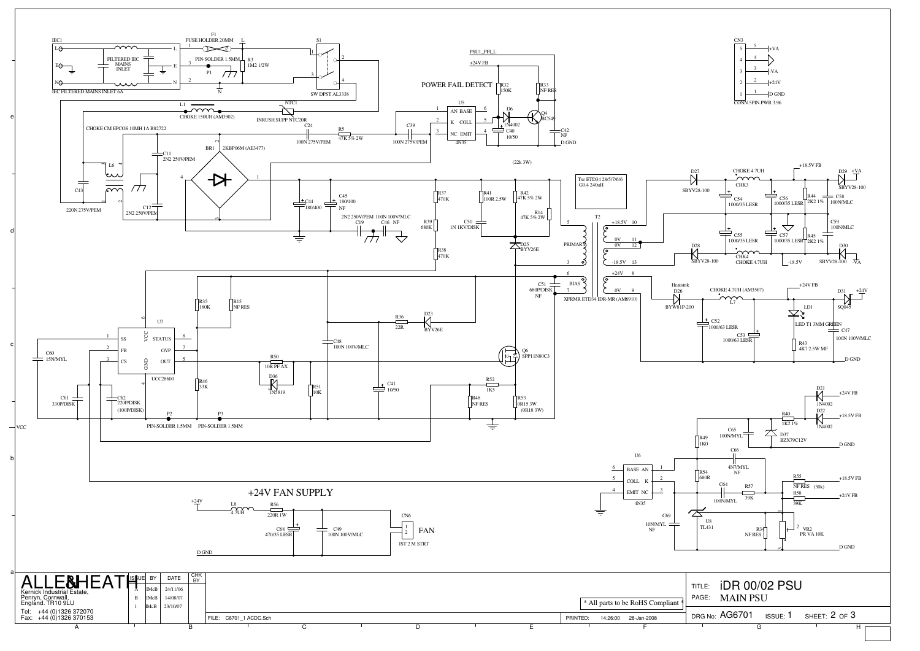# iDR 00/02 PSU — MAIN PSU

## Mains Input

- IEC1 — IEC FILTERED MAINS INLET 6A (FILTERED IEC MAINS INLET; L, E, N)
- F1 — FUSE HOLDER 20MM
- PIN-SOLDER 1.5MM
- P1
- R3 — 1M2 1/2W
- S1 — SW DPST AL3338
- L1 — CHOKE 150UH (AM3902)
- NTC1 — INRUSH SUPP NTC20R
- CHOKE CM EPCOS 10MH 1A B82722
- L6
- C43 — 220N 275V/PEM
- C11 — 2N2 250V/PEM
- C12 — 2N2 250V/PEM
- BR1 — 2KBP06M (AE3477)
- C24 — 100N 275V/PEM
- R5 — 47K 5% 2W
- C39 — 100N 275V/PEM

## POWER FAIL DETECT

- PSU1_PFI_L
- +24V FB
- U5 — 4N35 (AN BASE, K COLL, NC EMIT)
- R32 — 150K
- R33 — NF RES
- D6 — 1N4002
- Q4 — BC549
- C40 — 10/50
- C42 — NF
- D GND

## Primary

- (22k 3W)
- C44 — 180/400
- C45 — 180/400 NF
- C19 — 2N2 250V/PEM
- C46 — 100N 100V/MLC NF
- R37 — 470K
- R39 — 680K
- R38 — 470K
- R41 — 100R 2.5W
- C50 — 1N 1KV/DISK
- R42 — 47K 5% 2W
- R14 — 47K 5% 2W
- D25 — BYV26E
- C51 — 680P/DISK NF
- Txr ETD34 28/5/7/6/6 G0.4 240uH
- T2 — XFRMR ETD34 IDR-MR (AM6910) (PRIMARY, BIAS)

## Controller

- U7 — UCC28600 (SS, FB, CS, VCC, GND, STATUS, OVP, OUT)
- R35 — 180K
- R15 — NF RES
- R36 — 22R
- D23 — BYV26E
- C48 — 100N 100V/MLC
- Q6 — SPP11N80C3
- C60 — 15N/MYL
- C61 — 330P/DISK
- C62 — 220P/DISK (100P/DISK)
- R50 — 10R PF AX
- D36 — 1N5819
- R51 — 10K
- C41 — 10/50
- R46 — 33K
- R52 — 1K5
- R48 — NF RES
- R53 — 0R15 3W (0R18 3W)
- P2 — PIN-SOLDER 1.5MM
- P3 — PIN-SOLDER 1.5MM
- VCC

## Secondary Outputs

- +18.5V, 0V, 0V, -18.5V, +24V, 0V
- D27 — SBYV28-100
- CHK3 — CHOKE 4.7UH
- C54 — 1000/35 LESR
- C56 — 1000/35 LESR
- R44 — 2K2 1%
- +18.5V FB
- D29 — SBYV28-100, +VA
- C58 — 100N/MLC
- C59 — 100N/MLC
- C55 — 1000/35 LESR
- C57 — 1000/35 LESR
- R45 — 2K2 1%
- D28 — SBYV28-100
- CHK4 — CHOKE 4.7UH
- -18.5V
- D30 — SBYV28-100, -VA
- Heatsink D26 — BYW81P-200
- L7 — CHOKE 4.7UH (AM3567)
- +24V FB
- C52 — 1000/63 LESR
- C53 — 1000/63 LESR
- LD1 — LED T1 3MM GREEN
- R43 — 4K7 2.5W MF
- C47 — 100N 100V/MLC
- D31 — SQ045, +24V
- D GND

## CN3 — CONN 5PIN PWR 3.96

| Pin | Signal |
|---|---|
| 5 | +VA |
| 4 | (GND) |
| 3 | -VA |
| 2 | +24V |
| 1 | D GND |

## Feedback

- D21 — 1N4002, +24V FB
- D22 — 1N4002, +18.5V FB
- R40 — 1K2 1%
- D37 — BZX79C12V
- C65 — 100N/MYL
- R49 — 1K0
- U6 — 4N35 (BASE AN, COLL K, EMIT NC)
- C66 — 4N7/MYL NF
- R54 — 680R
- C64 — 100N/MYL
- R57 — 39K
- R55 — NF RES (30k), +18.5V FB
- R58 — 39K, +24V FB
- C69 — 10N/MYL NF
- U8 — TL431
- R34 — NF RES
- VR2 — PR VA 10K
- D GND

## +24V FAN SUPPLY

- +24V
- L8 — 4.7UH
- R56 — 220R 1W
- C68 — 470/35 LESR
- C49 — 100N 100V/MLC
- CN6 — JST 2 M STRT — FAN
- D GND

---

**ALLEN&HEATH** — Kernick Industrial Estate, Penryn, Cornwall, England. TR10 9LU
Tel: +44 (0)1326 372070
Fax: +44 (0)1326 370153

| ISSUE | BY | DATE | CHK BY |
|---|---|---|---|
| A | IMcB | 24/11/06 | |
| B | IMcB | 14/08/07 | |
| 1 | IMcB | 23/10/07 | |

\* All parts to be RoHS Compliant \*

FILE: C6701_1 ACDC.Sch — PRINTED: 14:26:00 28-Jan-2008

TITLE: iDR 00/02 PSU
PAGE: MAIN PSU
DRG No: AG6701 ISSUE: 1 SHEET: 2 OF 3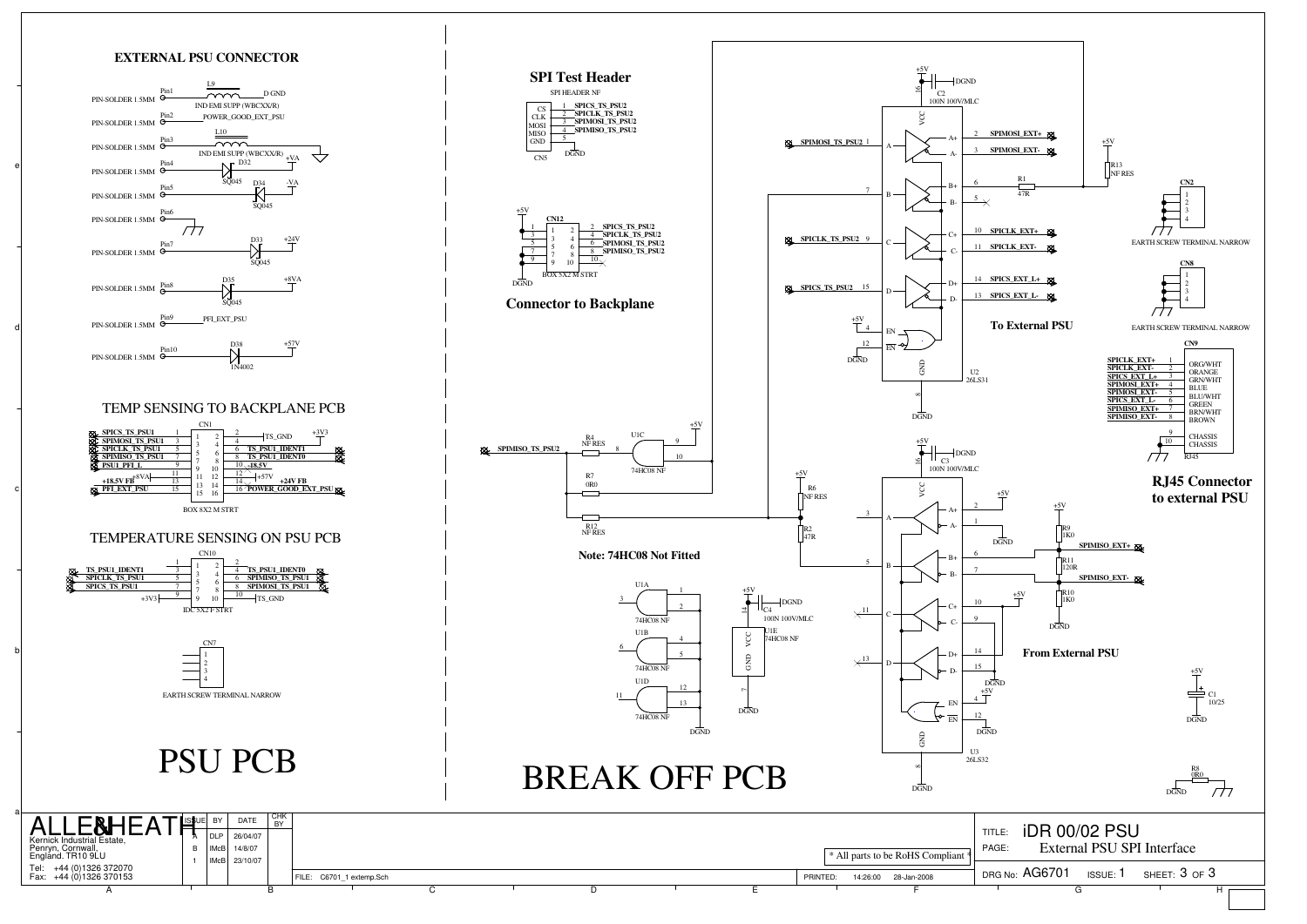## EXTERNAL PSU CONNECTOR

PIN-SOLDER 1.5MM Pin1 — L9 IND EMI SUPP (WBCXX/R) — D GND

PIN-SOLDER 1.5MM Pin2 — POWER_GOOD_EXT_PSU

PIN-SOLDER 1.5MM Pin3 — L10 IND EMI SUPP (WBCXX/R)

PIN-SOLDER 1.5MM Pin4 — D32 SQ045 — +VA

PIN-SOLDER 1.5MM Pin5 — D34 SQ045 — -VA

PIN-SOLDER 1.5MM Pin6

PIN-SOLDER 1.5MM Pin7 — D33 SQ045 — +24V

PIN-SOLDER 1.5MM Pin8 — D35 SQ045 — +8VA

PIN-SOLDER 1.5MM Pin9 — PFI_EXT_PSU

PIN-SOLDER 1.5MM Pin10 — D38 1N4002 — +57V

## TEMP SENSING TO BACKPLANE PCB

CN1 — BOX 8X2 M STRT

| Signal | Pin | Pin | Signal |
|---|---|---|---|
| SPICS_TS_PSU1 | 1 | 2 | TS_GND |
| SPIMOSI_TS_PSU1 | 3 | 4 | +3V3 |
| SPICLK_TS_PSU1 | 5 | 6 | TS_PSU1_IDENT1 |
| SPIMISO_TS_PSU1 | 7 | 8 | TS_PSU1_IDENT0 |
| PSU1_PFI_L | 9 | 10 | +18.5V |
| +8VA | 11 | 12 | +57V |
| +18.5V FB | 13 | 14 | +24V FB |
| PFI_EXT_PSU | 15 | 16 | POWER_GOOD_EXT_PSU |

## TEMPERATURE SENSING ON PSU PCB

CN10 — IDC 5X2 F STRT

| Signal | Pin | Pin | Signal |
|---|---|---|---|
| | 1 | 2 | |
| TS_PSU1_IDENT1 | 3 | 4 | TS_PSU1_IDENT0 |
| SPICLK_TS_PSU1 | 5 | 6 | SPIMISO_TS_PSU1 |
| SPICS_TS_PSU1 | 7 | 8 | SPIMOSI_TS_PSU1 |
| +3V3 | 9 | 10 | TS_GND |

CN7 — EARTH SCREW TERMINAL NARROW (1, 2, 3, 4)

# PSU PCB

## SPI Test Header

SPI HEADER NF — CN5

| Pin | Function | Signal |
|---|---|---|
| 1 | CS | SPICS_TS_PSU2 |
| 2 | CLK | SPICLK_TS_PSU2 |
| 3 | MOSI | SPIMOSI_TS_PSU2 |
| 4 | MISO | SPIMISO_TS_PSU2 |
| 5 | GND | DGND |

## Connector to Backplane

CN12 — BOX 5X2 M STRT (+5V to 1, 3, 5, 7, 9; DGND)

| Pin | Signal |
|---|---|
| 2 | SPICS_TS_PSU2 |
| 4 | SPICLK_TS_PSU2 |
| 6 | SPIMOSI_TS_PSU2 |
| 8 | SPIMISO_TS_PSU2 |
| 10 | NC |

SPIMISO_TS_PSU2 — R4 NF RES — U1C 74HC08 NF (pins 8, 9, 10) — +5V

R7 0R0

R12 NF RES

**Note: 74HC08 Not Fitted**

U1A 74HC08 NF (1, 2, 3); U1B 74HC08 NF (4, 5, 6); U1D 74HC08 NF (12, 13, 11); DGND

U1E 74HC08 NF — VCC 14, GND 7 — C4 100N 100V/MLC — +5V — DGND

U2 26LS31 — +5V, C2 100N 100V/MLC, DGND, VCC 16, GND 8

| Input | Pin | Outputs |
|---|---|---|
| SPIMOSI_TS_PSU2 | 1 (A) | 2 A+ SPIMOSI_EXT+ ; 3 A- SPIMOSI_EXT- |
| | 7 (B) | 6 B+ — R1 47R ; 5 B- |
| SPICLK_TS_PSU2 | 9 (C) | 10 C+ SPICLK_EXT+ ; 11 C- SPICLK_EXT- |
| SPICS_TS_PSU2 | 15 (D) | 14 D+ SPICS_EXT_L+ ; 13 D- SPICS_EXT_L- |

EN 4 (+5V), EN 12 (DGND)

R13 NF RES (+5V)

**To External PSU**

CN2 — EARTH SCREW TERMINAL NARROW (1, 2, 3, 4)

CN8 — EARTH SCREW TERMINAL NARROW (1, 2, 3, 4)

CN9 — RJ45

| Signal | Pin | Colour |
|---|---|---|
| SPICLK_EXT+ | 1 | ORG/WHT |
| SPICLK_EXT- | 2 | ORANGE |
| SPICS_EXT_L+ | 3 | GRN/WHT |
| SPIMOSI_EXT+ | 4 | BLUE |
| SPIMOSI_EXT- | 5 | BLU/WHT |
| SPICS_EXT_L- | 6 | GREEN |
| SPIMISO_EXT+ | 7 | BRN/WHT |
| SPIMISO_EXT- | 8 | BROWN |
| | 9 | CHASSIS |
| | 10 | CHASSIS |

**RJ45 Connector to external PSU**

U3 26LS32 — +5V, C3 100N 100V/MLC, DGND, VCC 16, GND 8

| Output | Pin | Inputs |
|---|---|---|
| 3 (A) | | 2 A+ ; 1 A- |
| 5 (B) | | 6 B+ SPIMISO_EXT+ ; 7 B- SPIMISO_EXT- |
| 11 (C) | | 10 C+ ; 9 C- |
| 13 (D) | | 14 D+ ; 15 D- |

EN 4 (+5V), EN 12 (DGND)

R6 NF RES (+5V); R2 47R

R9 1K0 (+5V); R11 120R; R10 1K0 (DGND)

**From External PSU**

C1 10/25 (+5V, DGND)

R8 0R0 (DGND)

# BREAK OFF PCB

ALLEN&HEATH — Kernick Industrial Estate, Penryn, Cornwall, England. TR10 9LU — Tel: +44 (0)1326 372070 — Fax: +44 (0)1326 370153

| ISSUE | BY | DATE | CHK BY |
|---|---|---|---|
| A | DLP | 26/04/07 | |
| B | IMcB | 14/8/07 | |
| 1 | IMcB | 23/10/07 | |

FILE: C6701_1 extemp.Sch

* All parts to be RoHS Compliant *

PRINTED: 14:26:00 28-Jan-2008

TITLE: iDR 00/02 PSU

PAGE: External PSU SPI Interface

DRG No: AG6701 ISSUE: 1 SHEET: 3 OF 3